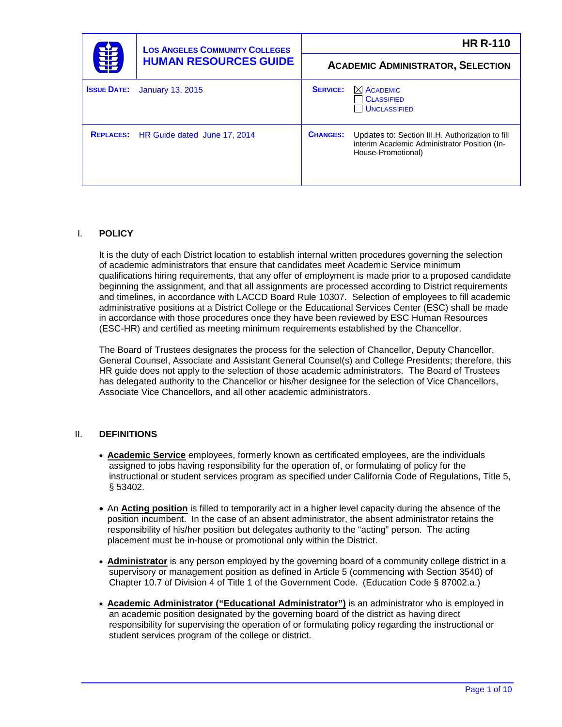| LOS ANGELES COMMUNITY COLLEGES HUMAN RESOURCES GUIDE | | HR R-110 | |
|---|---|---|---|
| | | ACADEMIC ADMINISTRATOR, SELECTION | |
| **ISSUE DATE:** | January 13, 2015 | **SERVICE:** | ☒ ACADEMIC ☐ CLASSIFIED ☐ UNCLASSIFIED |
| **REPLACES:** | HR Guide dated June 17, 2014 | **CHANGES:** | Updates to: Section III.H. Authorization to fill interim Academic Administrator Position (In-House-Promotional) |

## I. POLICY

It is the duty of each District location to establish internal written procedures governing the selection of academic administrators that ensure that candidates meet Academic Service minimum qualifications hiring requirements, that any offer of employment is made prior to a proposed candidate beginning the assignment, and that all assignments are processed according to District requirements and timelines, in accordance with LACCD Board Rule 10307. Selection of employees to fill academic administrative positions at a District College or the Educational Services Center (ESC) shall be made in accordance with those procedures once they have been reviewed by ESC Human Resources (ESC-HR) and certified as meeting minimum requirements established by the Chancellor.

The Board of Trustees designates the process for the selection of Chancellor, Deputy Chancellor, General Counsel, Associate and Assistant General Counsel(s) and College Presidents; therefore, this HR guide does not apply to the selection of those academic administrators. The Board of Trustees has delegated authority to the Chancellor or his/her designee for the selection of Vice Chancellors, Associate Vice Chancellors, and all other academic administrators.

## II. DEFINITIONS

- **Academic Service** employees, formerly known as certificated employees, are the individuals assigned to jobs having responsibility for the operation of, or formulating of policy for the instructional or student services program as specified under California Code of Regulations, Title 5, § 53402.
- An **Acting position** is filled to temporarily act in a higher level capacity during the absence of the position incumbent. In the case of an absent administrator, the absent administrator retains the responsibility of his/her position but delegates authority to the "acting" person. The acting placement must be in-house or promotional only within the District.
- **Administrator** is any person employed by the governing board of a community college district in a supervisory or management position as defined in Article 5 (commencing with Section 3540) of Chapter 10.7 of Division 4 of Title 1 of the Government Code. (Education Code § 87002.a.)
- **Academic Administrator ("Educational Administrator")** is an administrator who is employed in an academic position designated by the governing board of the district as having direct responsibility for supervising the operation of or formulating policy regarding the instructional or student services program of the college or district.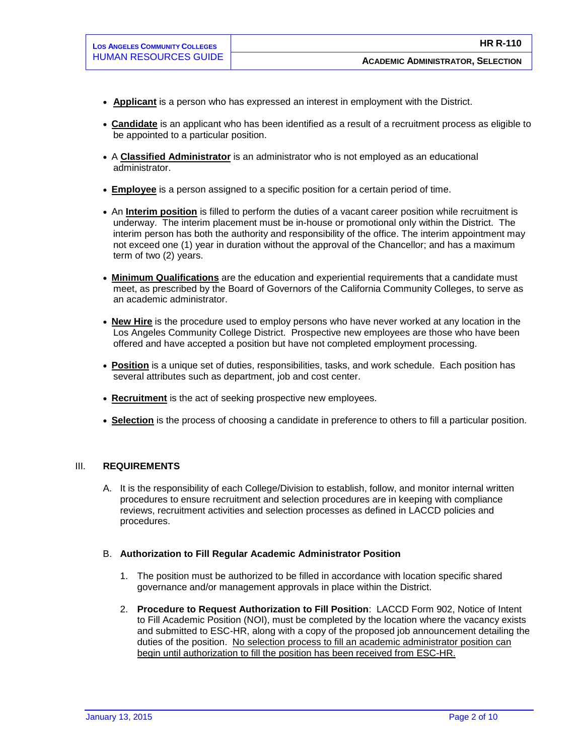- **Applicant** is a person who has expressed an interest in employment with the District.

- **Candidate** is an applicant who has been identified as a result of a recruitment process as eligible to be appointed to a particular position.

- A **Classified Administrator** is an administrator who is not employed as an educational administrator.

- **Employee** is a person assigned to a specific position for a certain period of time.

- An **Interim position** is filled to perform the duties of a vacant career position while recruitment is underway. The interim placement must be in-house or promotional only within the District. The interim person has both the authority and responsibility of the office. The interim appointment may not exceed one (1) year in duration without the approval of the Chancellor; and has a maximum term of two (2) years.

- **Minimum Qualifications** are the education and experiential requirements that a candidate must meet, as prescribed by the Board of Governors of the California Community Colleges, to serve as an academic administrator.

- **New Hire** is the procedure used to employ persons who have never worked at any location in the Los Angeles Community College District. Prospective new employees are those who have been offered and have accepted a position but have not completed employment processing.

- **Position** is a unique set of duties, responsibilities, tasks, and work schedule. Each position has several attributes such as department, job and cost center.

- **Recruitment** is the act of seeking prospective new employees.

- **Selection** is the process of choosing a candidate in preference to others to fill a particular position.

## III. REQUIREMENTS

A. It is the responsibility of each College/Division to establish, follow, and monitor internal written procedures to ensure recruitment and selection procedures are in keeping with compliance reviews, recruitment activities and selection processes as defined in LACCD policies and procedures.

B. **Authorization to Fill Regular Academic Administrator Position**

1. The position must be authorized to be filled in accordance with location specific shared governance and/or management approvals in place within the District.

2. **Procedure to Request Authorization to Fill Position**: LACCD Form 902, Notice of Intent to Fill Academic Position (NOI), must be completed by the location where the vacancy exists and submitted to ESC-HR, along with a copy of the proposed job announcement detailing the duties of the position. No selection process to fill an academic administrator position can begin until authorization to fill the position has been received from ESC-HR.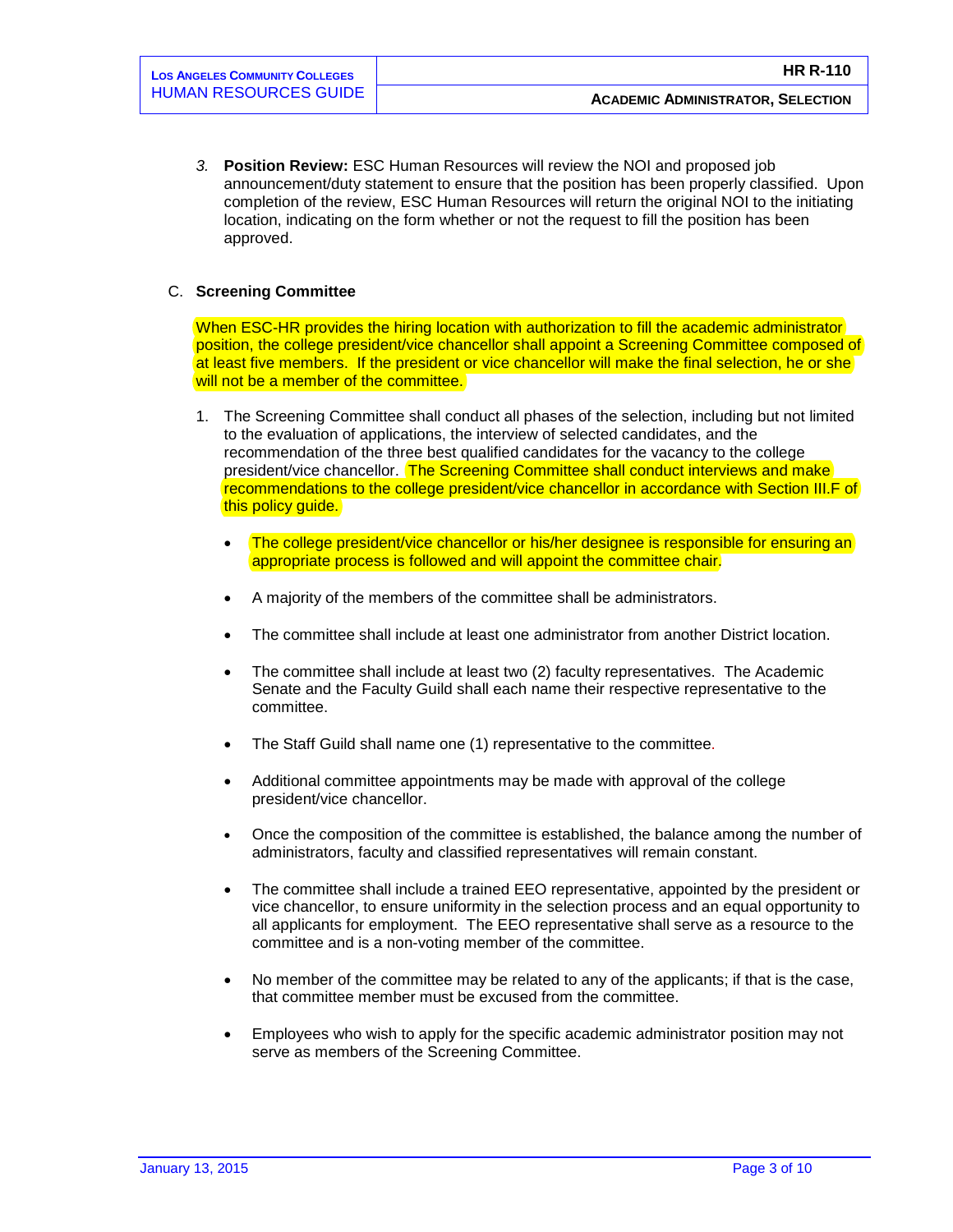3. **Position Review:** ESC Human Resources will review the NOI and proposed job announcement/duty statement to ensure that the position has been properly classified. Upon completion of the review, ESC Human Resources will return the original NOI to the initiating location, indicating on the form whether or not the request to fill the position has been approved.

C. **Screening Committee**

When ESC-HR provides the hiring location with authorization to fill the academic administrator position, the college president/vice chancellor shall appoint a Screening Committee composed of at least five members. If the president or vice chancellor will make the final selection, he or she will not be a member of the committee.

1. The Screening Committee shall conduct all phases of the selection, including but not limited to the evaluation of applications, the interview of selected candidates, and the recommendation of the three best qualified candidates for the vacancy to the college president/vice chancellor. The Screening Committee shall conduct interviews and make recommendations to the college president/vice chancellor in accordance with Section III.F of this policy guide.

   - The college president/vice chancellor or his/her designee is responsible for ensuring an appropriate process is followed and will appoint the committee chair.
   - A majority of the members of the committee shall be administrators.
   - The committee shall include at least one administrator from another District location.
   - The committee shall include at least two (2) faculty representatives. The Academic Senate and the Faculty Guild shall each name their respective representative to the committee.
   - The Staff Guild shall name one (1) representative to the committee.
   - Additional committee appointments may be made with approval of the college president/vice chancellor.
   - Once the composition of the committee is established, the balance among the number of administrators, faculty and classified representatives will remain constant.
   - The committee shall include a trained EEO representative, appointed by the president or vice chancellor, to ensure uniformity in the selection process and an equal opportunity to all applicants for employment. The EEO representative shall serve as a resource to the committee and is a non-voting member of the committee.
   - No member of the committee may be related to any of the applicants; if that is the case, that committee member must be excused from the committee.
   - Employees who wish to apply for the specific academic administrator position may not serve as members of the Screening Committee.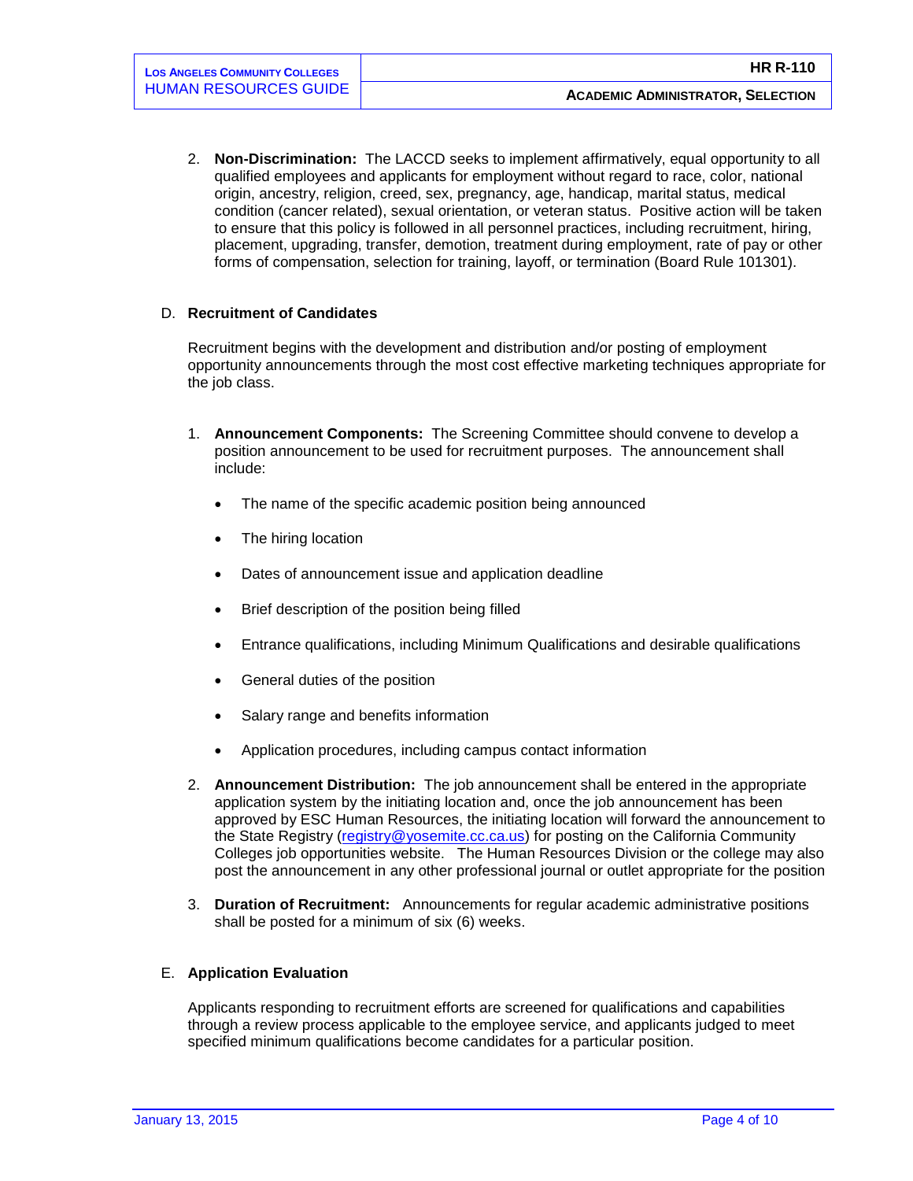2. **Non-Discrimination:** The LACCD seeks to implement affirmatively, equal opportunity to all qualified employees and applicants for employment without regard to race, color, national origin, ancestry, religion, creed, sex, pregnancy, age, handicap, marital status, medical condition (cancer related), sexual orientation, or veteran status. Positive action will be taken to ensure that this policy is followed in all personnel practices, including recruitment, hiring, placement, upgrading, transfer, demotion, treatment during employment, rate of pay or other forms of compensation, selection for training, layoff, or termination (Board Rule 101301).

D. **Recruitment of Candidates**

Recruitment begins with the development and distribution and/or posting of employment opportunity announcements through the most cost effective marketing techniques appropriate for the job class.

1. **Announcement Components:** The Screening Committee should convene to develop a position announcement to be used for recruitment purposes. The announcement shall include:

    - The name of the specific academic position being announced
    - The hiring location
    - Dates of announcement issue and application deadline
    - Brief description of the position being filled
    - Entrance qualifications, including Minimum Qualifications and desirable qualifications
    - General duties of the position
    - Salary range and benefits information
    - Application procedures, including campus contact information

2. **Announcement Distribution:** The job announcement shall be entered in the appropriate application system by the initiating location and, once the job announcement has been approved by ESC Human Resources, the initiating location will forward the announcement to the State Registry (registry@yosemite.cc.ca.us) for posting on the California Community Colleges job opportunities website. The Human Resources Division or the college may also post the announcement in any other professional journal or outlet appropriate for the position

3. **Duration of Recruitment:** Announcements for regular academic administrative positions shall be posted for a minimum of six (6) weeks.

E. **Application Evaluation**

Applicants responding to recruitment efforts are screened for qualifications and capabilities through a review process applicable to the employee service, and applicants judged to meet specified minimum qualifications become candidates for a particular position.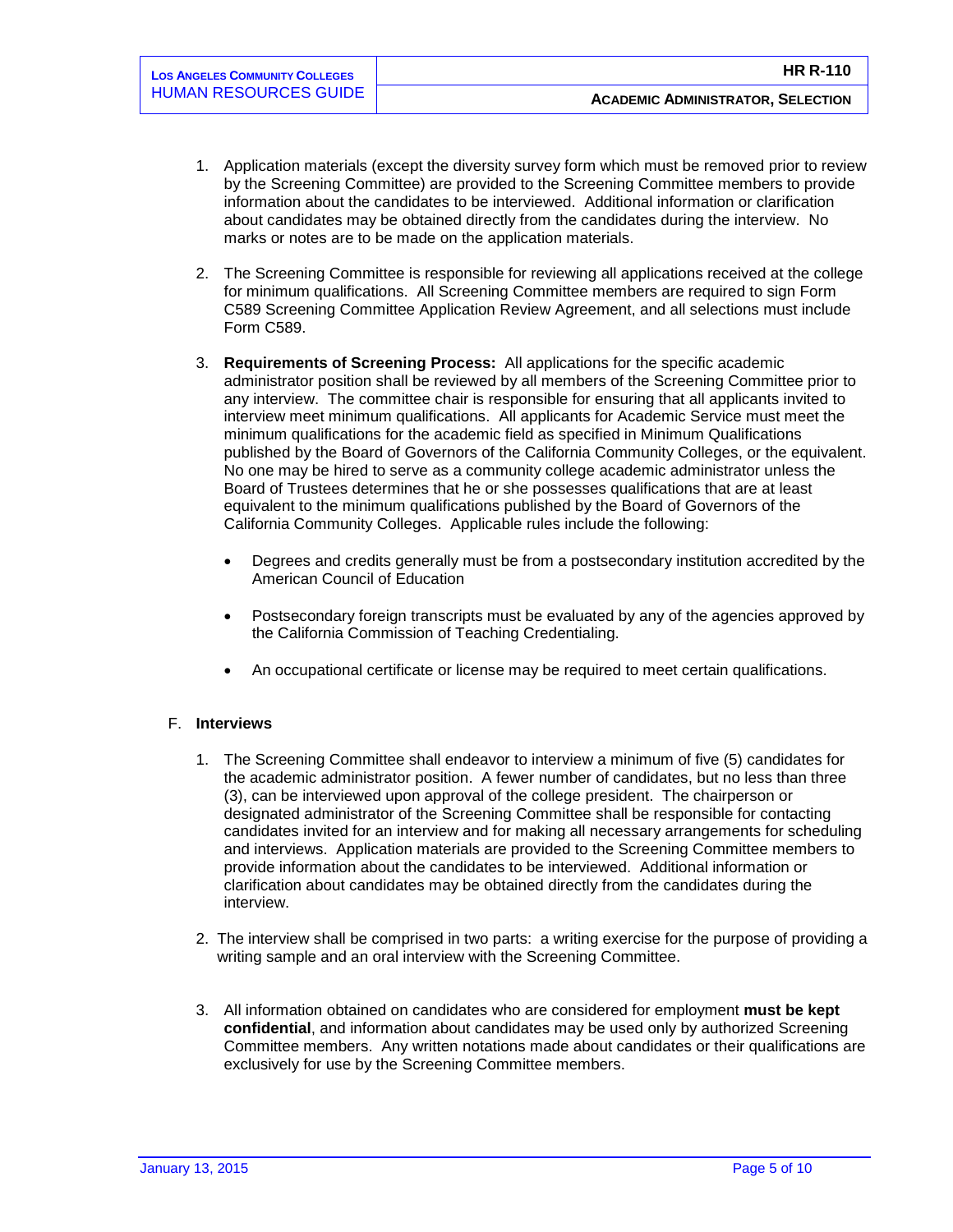1. Application materials (except the diversity survey form which must be removed prior to review by the Screening Committee) are provided to the Screening Committee members to provide information about the candidates to be interviewed. Additional information or clarification about candidates may be obtained directly from the candidates during the interview. No marks or notes are to be made on the application materials.

2. The Screening Committee is responsible for reviewing all applications received at the college for minimum qualifications. All Screening Committee members are required to sign Form C589 Screening Committee Application Review Agreement, and all selections must include Form C589.

3. **Requirements of Screening Process:** All applications for the specific academic administrator position shall be reviewed by all members of the Screening Committee prior to any interview. The committee chair is responsible for ensuring that all applicants invited to interview meet minimum qualifications. All applicants for Academic Service must meet the minimum qualifications for the academic field as specified in Minimum Qualifications published by the Board of Governors of the California Community Colleges, or the equivalent. No one may be hired to serve as a community college academic administrator unless the Board of Trustees determines that he or she possesses qualifications that are at least equivalent to the minimum qualifications published by the Board of Governors of the California Community Colleges. Applicable rules include the following:

   - Degrees and credits generally must be from a postsecondary institution accredited by the American Council of Education

   - Postsecondary foreign transcripts must be evaluated by any of the agencies approved by the California Commission of Teaching Credentialing.

   - An occupational certificate or license may be required to meet certain qualifications.

F. **Interviews**

1. The Screening Committee shall endeavor to interview a minimum of five (5) candidates for the academic administrator position. A fewer number of candidates, but no less than three (3), can be interviewed upon approval of the college president. The chairperson or designated administrator of the Screening Committee shall be responsible for contacting candidates invited for an interview and for making all necessary arrangements for scheduling and interviews. Application materials are provided to the Screening Committee members to provide information about the candidates to be interviewed. Additional information or clarification about candidates may be obtained directly from the candidates during the interview.

2. The interview shall be comprised in two parts: a writing exercise for the purpose of providing a writing sample and an oral interview with the Screening Committee.

3. All information obtained on candidates who are considered for employment **must be kept confidential**, and information about candidates may be used only by authorized Screening Committee members. Any written notations made about candidates or their qualifications are exclusively for use by the Screening Committee members.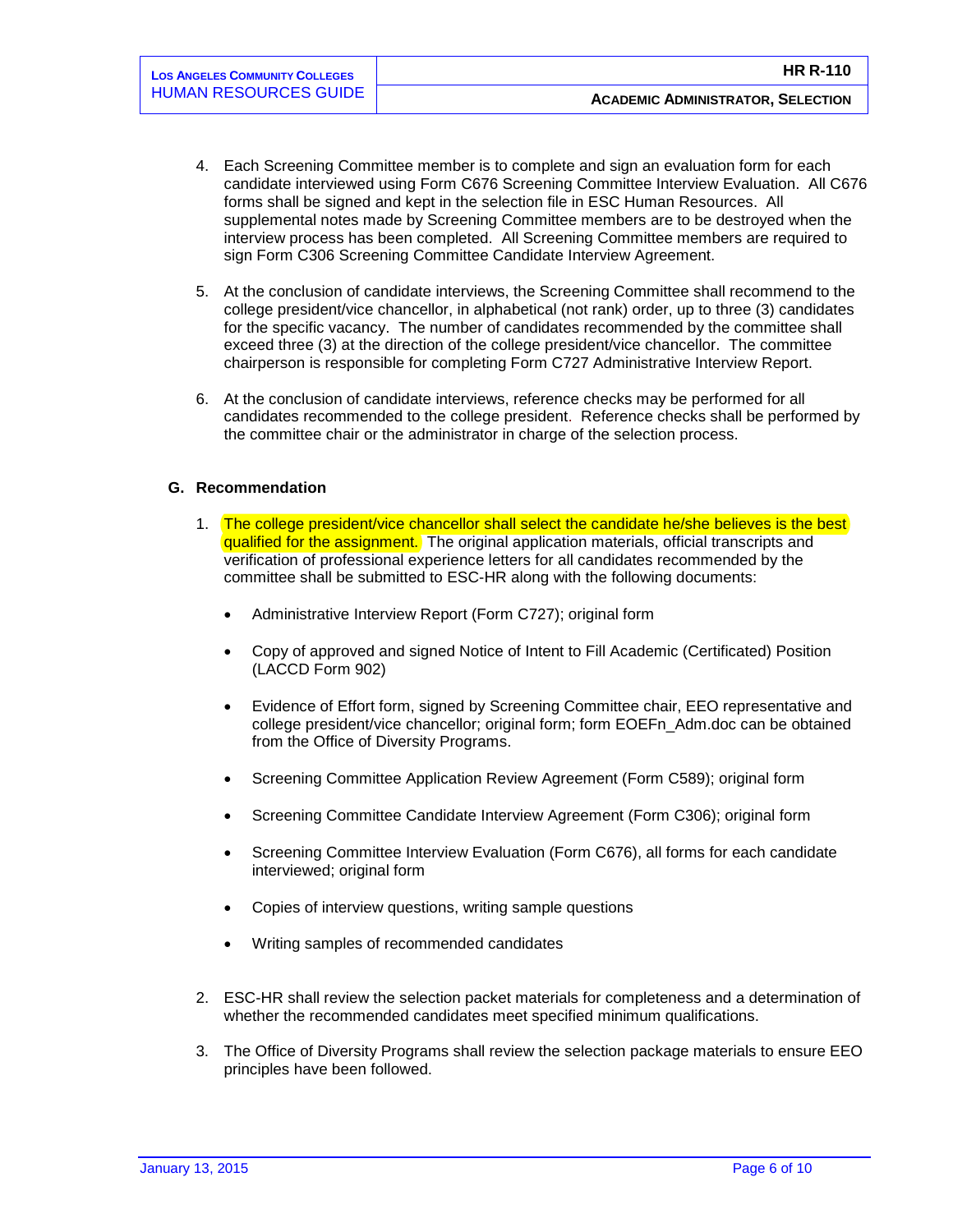4. Each Screening Committee member is to complete and sign an evaluation form for each candidate interviewed using Form C676 Screening Committee Interview Evaluation. All C676 forms shall be signed and kept in the selection file in ESC Human Resources. All supplemental notes made by Screening Committee members are to be destroyed when the interview process has been completed. All Screening Committee members are required to sign Form C306 Screening Committee Candidate Interview Agreement.

5. At the conclusion of candidate interviews, the Screening Committee shall recommend to the college president/vice chancellor, in alphabetical (not rank) order, up to three (3) candidates for the specific vacancy. The number of candidates recommended by the committee shall exceed three (3) at the direction of the college president/vice chancellor. The committee chairperson is responsible for completing Form C727 Administrative Interview Report.

6. At the conclusion of candidate interviews, reference checks may be performed for all candidates recommended to the college president. Reference checks shall be performed by the committee chair or the administrator in charge of the selection process.

## G. Recommendation

1. The college president/vice chancellor shall select the candidate he/she believes is the best qualified for the assignment. The original application materials, official transcripts and verification of professional experience letters for all candidates recommended by the committee shall be submitted to ESC-HR along with the following documents:

   - Administrative Interview Report (Form C727); original form
   - Copy of approved and signed Notice of Intent to Fill Academic (Certificated) Position (LACCD Form 902)
   - Evidence of Effort form, signed by Screening Committee chair, EEO representative and college president/vice chancellor; original form; form EOEFn_Adm.doc can be obtained from the Office of Diversity Programs.
   - Screening Committee Application Review Agreement (Form C589); original form
   - Screening Committee Candidate Interview Agreement (Form C306); original form
   - Screening Committee Interview Evaluation (Form C676), all forms for each candidate interviewed; original form
   - Copies of interview questions, writing sample questions
   - Writing samples of recommended candidates

2. ESC-HR shall review the selection packet materials for completeness and a determination of whether the recommended candidates meet specified minimum qualifications.

3. The Office of Diversity Programs shall review the selection package materials to ensure EEO principles have been followed.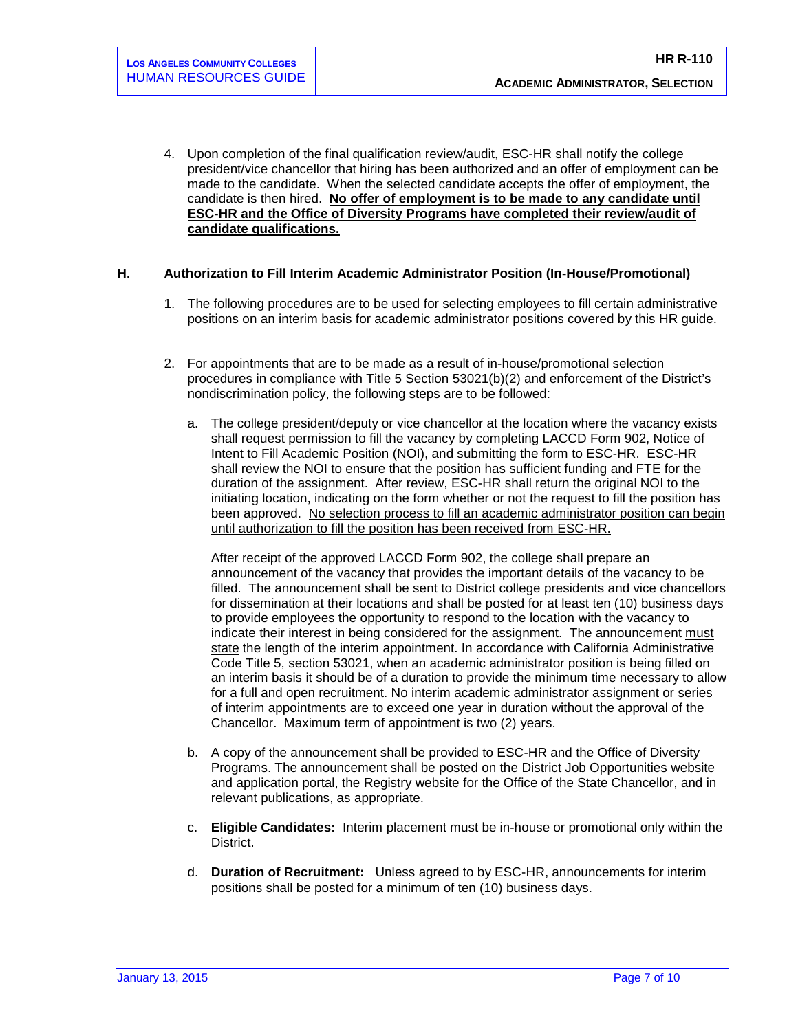4. Upon completion of the final qualification review/audit, ESC-HR shall notify the college president/vice chancellor that hiring has been authorized and an offer of employment can be made to the candidate. When the selected candidate accepts the offer of employment, the candidate is then hired. **<u>No offer of employment is to be made to any candidate until ESC-HR and the Office of Diversity Programs have completed their review/audit of candidate qualifications.</u>**

## H. Authorization to Fill Interim Academic Administrator Position (In-House/Promotional)

1. The following procedures are to be used for selecting employees to fill certain administrative positions on an interim basis for academic administrator positions covered by this HR guide.

2. For appointments that are to be made as a result of in-house/promotional selection procedures in compliance with Title 5 Section 53021(b)(2) and enforcement of the District's nondiscrimination policy, the following steps are to be followed:

   a. The college president/deputy or vice chancellor at the location where the vacancy exists shall request permission to fill the vacancy by completing LACCD Form 902, Notice of Intent to Fill Academic Position (NOI), and submitting the form to ESC-HR. ESC-HR shall review the NOI to ensure that the position has sufficient funding and FTE for the duration of the assignment. After review, ESC-HR shall return the original NOI to the initiating location, indicating on the form whether or not the request to fill the position has been approved. <u>No selection process to fill an academic administrator position can begin until authorization to fill the position has been received from ESC-HR.</u>

      After receipt of the approved LACCD Form 902, the college shall prepare an announcement of the vacancy that provides the important details of the vacancy to be filled. The announcement shall be sent to District college presidents and vice chancellors for dissemination at their locations and shall be posted for at least ten (10) business days to provide employees the opportunity to respond to the location with the vacancy to indicate their interest in being considered for the assignment. The announcement <u>must state</u> the length of the interim appointment. In accordance with California Administrative Code Title 5, section 53021, when an academic administrator position is being filled on an interim basis it should be of a duration to provide the minimum time necessary to allow for a full and open recruitment. No interim academic administrator assignment or series of interim appointments are to exceed one year in duration without the approval of the Chancellor. Maximum term of appointment is two (2) years.

   b. A copy of the announcement shall be provided to ESC-HR and the Office of Diversity Programs. The announcement shall be posted on the District Job Opportunities website and application portal, the Registry website for the Office of the State Chancellor, and in relevant publications, as appropriate.

   c. **Eligible Candidates:** Interim placement must be in-house or promotional only within the District.

   d. **Duration of Recruitment:** Unless agreed to by ESC-HR, announcements for interim positions shall be posted for a minimum of ten (10) business days.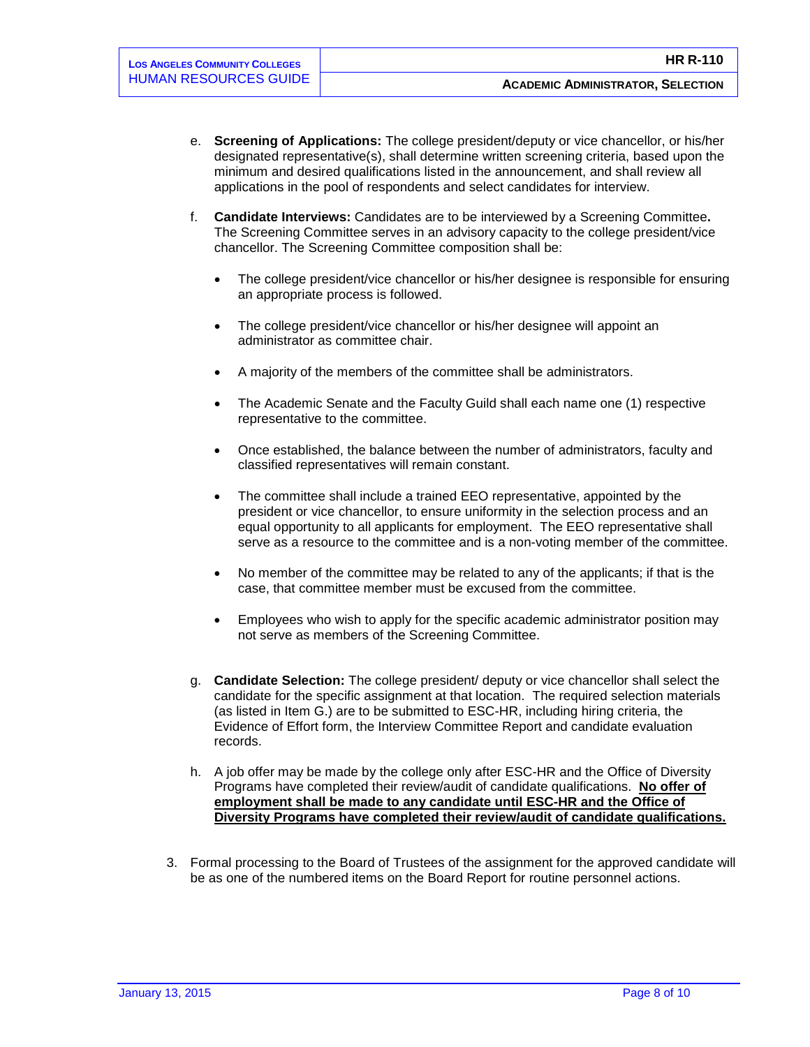e. **Screening of Applications:** The college president/deputy or vice chancellor, or his/her designated representative(s), shall determine written screening criteria, based upon the minimum and desired qualifications listed in the announcement, and shall review all applications in the pool of respondents and select candidates for interview.

f. **Candidate Interviews:** Candidates are to be interviewed by a Screening Committee**.** The Screening Committee serves in an advisory capacity to the college president/vice chancellor. The Screening Committee composition shall be:

- The college president/vice chancellor or his/her designee is responsible for ensuring an appropriate process is followed.
- The college president/vice chancellor or his/her designee will appoint an administrator as committee chair.
- A majority of the members of the committee shall be administrators.
- The Academic Senate and the Faculty Guild shall each name one (1) respective representative to the committee.
- Once established, the balance between the number of administrators, faculty and classified representatives will remain constant.
- The committee shall include a trained EEO representative, appointed by the president or vice chancellor, to ensure uniformity in the selection process and an equal opportunity to all applicants for employment. The EEO representative shall serve as a resource to the committee and is a non-voting member of the committee.
- No member of the committee may be related to any of the applicants; if that is the case, that committee member must be excused from the committee.
- Employees who wish to apply for the specific academic administrator position may not serve as members of the Screening Committee.

g. **Candidate Selection:** The college president/ deputy or vice chancellor shall select the candidate for the specific assignment at that location. The required selection materials (as listed in Item G.) are to be submitted to ESC-HR, including hiring criteria, the Evidence of Effort form, the Interview Committee Report and candidate evaluation records.

h. A job offer may be made by the college only after ESC-HR and the Office of Diversity Programs have completed their review/audit of candidate qualifications. <u>**No offer of employment shall be made to any candidate until ESC-HR and the Office of Diversity Programs have completed their review/audit of candidate qualifications.**</u>

3. Formal processing to the Board of Trustees of the assignment for the approved candidate will be as one of the numbered items on the Board Report for routine personnel actions.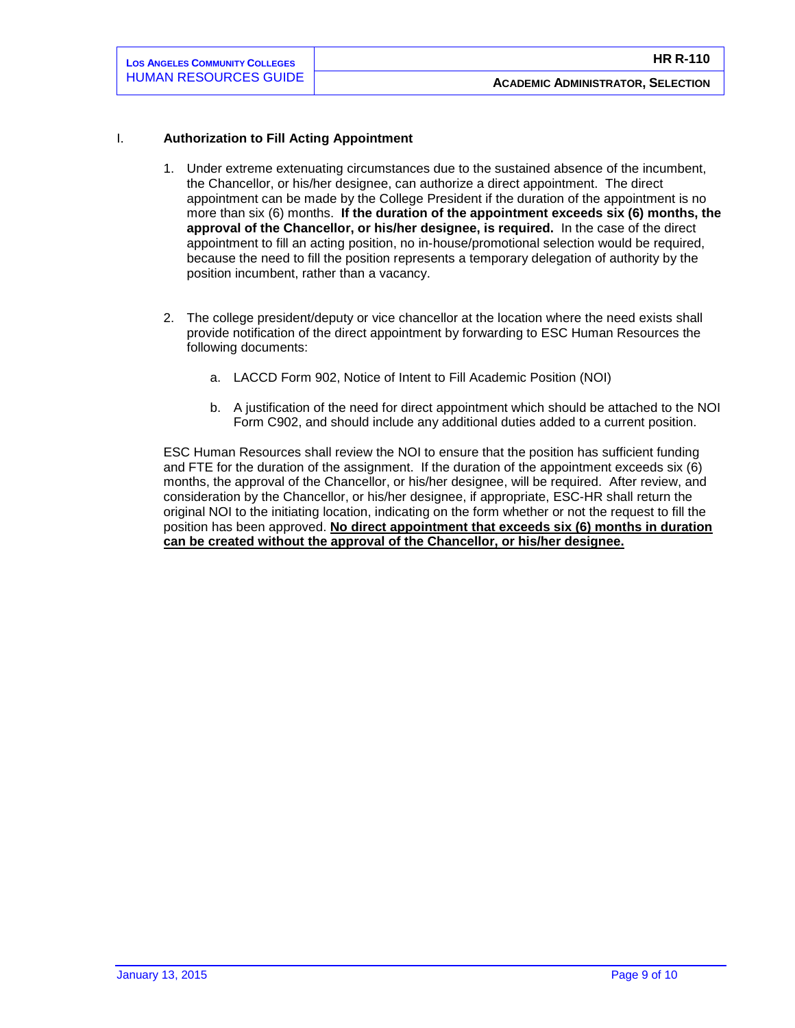I. **Authorization to Fill Acting Appointment**

1. Under extreme extenuating circumstances due to the sustained absence of the incumbent, the Chancellor, or his/her designee, can authorize a direct appointment. The direct appointment can be made by the College President if the duration of the appointment is no more than six (6) months. **If the duration of the appointment exceeds six (6) months, the approval of the Chancellor, or his/her designee, is required.** In the case of the direct appointment to fill an acting position, no in-house/promotional selection would be required, because the need to fill the position represents a temporary delegation of authority by the position incumbent, rather than a vacancy.

2. The college president/deputy or vice chancellor at the location where the need exists shall provide notification of the direct appointment by forwarding to ESC Human Resources the following documents:

   a. LACCD Form 902, Notice of Intent to Fill Academic Position (NOI)

   b. A justification of the need for direct appointment which should be attached to the NOI Form C902, and should include any additional duties added to a current position.

ESC Human Resources shall review the NOI to ensure that the position has sufficient funding and FTE for the duration of the assignment. If the duration of the appointment exceeds six (6) months, the approval of the Chancellor, or his/her designee, will be required. After review, and consideration by the Chancellor, or his/her designee, if appropriate, ESC-HR shall return the original NOI to the initiating location, indicating on the form whether or not the request to fill the position has been approved. **No direct appointment that exceeds six (6) months in duration can be created without the approval of the Chancellor, or his/her designee.**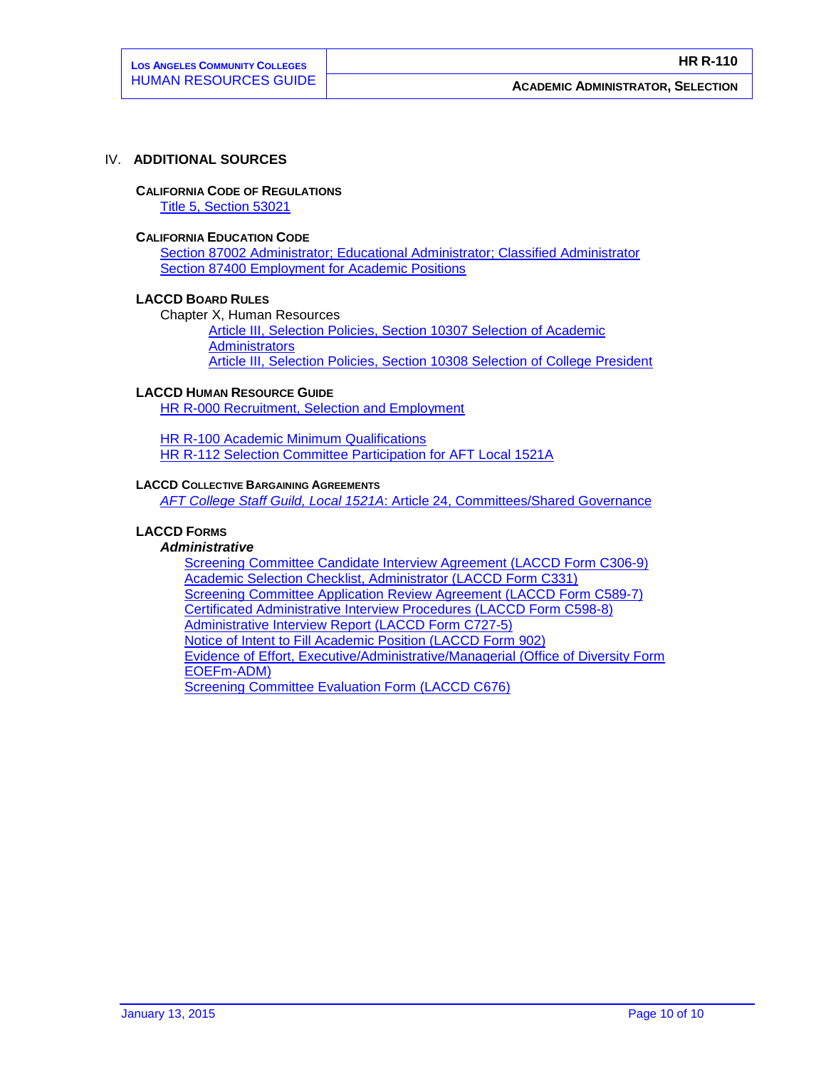## IV. ADDITIONAL SOURCES

**CALIFORNIA CODE OF REGULATIONS**

Title 5, Section 53021

**CALIFORNIA EDUCATION CODE**

Section 87002 Administrator; Educational Administrator; Classified Administrator
Section 87400 Employment for Academic Positions

**LACCD BOARD RULES**

Chapter X, Human Resources

Article III, Selection Policies, Section 10307 Selection of Academic Administrators
Article III, Selection Policies, Section 10308 Selection of College President

**LACCD HUMAN RESOURCE GUIDE**

HR R-000 Recruitment, Selection and Employment

HR R-100 Academic Minimum Qualifications
HR R-112 Selection Committee Participation for AFT Local 1521A

**LACCD COLLECTIVE BARGAINING AGREEMENTS**

*AFT College Staff Guild, Local 1521A*: Article 24, Committees/Shared Governance

**LACCD FORMS**

***Administrative***

Screening Committee Candidate Interview Agreement (LACCD Form C306-9)
Academic Selection Checklist, Administrator (LACCD Form C331)
Screening Committee Application Review Agreement (LACCD Form C589-7)
Certificated Administrative Interview Procedures (LACCD Form C598-8)
Administrative Interview Report (LACCD Form C727-5)
Notice of Intent to Fill Academic Position (LACCD Form 902)
Evidence of Effort, Executive/Administrative/Managerial (Office of Diversity Form EOEFm-ADM)
Screening Committee Evaluation Form (LACCD C676)